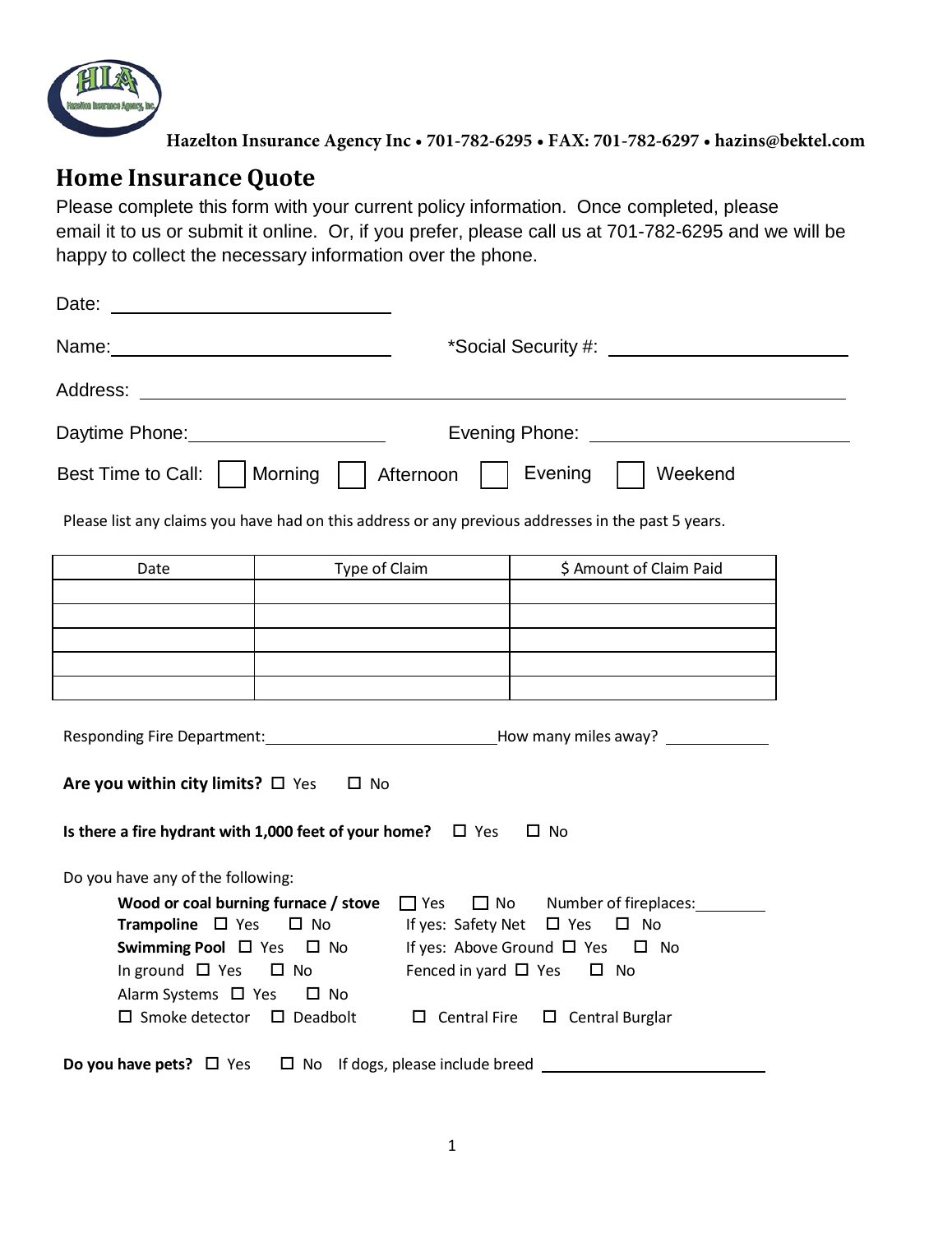Hazelton Insurance Agency Inc • 701-782-6295 • FAX: 701-782-6297 • hazins@bektel.com

# Home Insurance Quote

Please complete this form with your current policy information. Once completed, please email it to us or submit it online. Or, if you prefer, please call us at 701-782-6295 and we will be happy to collect the necessary information over the phone.

Date: ______________________________

Name: ______________________________ *Social Security #: ______________________________

Address: ____________________________________________________________

Daytime Phone: ____________________ Evening Phone: ______________________________

Best Time to Call: ☐ Morning ☐ Afternoon ☐ Evening ☐ Weekend

Please list any claims you have had on this address or any previous addresses in the past 5 years.

| Date | Type of Claim | $ Amount of Claim Paid |
|---|---|---|
| | | |
| | | |
| | | |
| | | |
| | | |

Responding Fire Department: ______________________________ How many miles away? ____________

**Are you within city limits?** ☐ Yes ☐ No

**Is there a fire hydrant with 1,000 feet of your home?** ☐ Yes ☐ No

Do you have any of the following:

**Wood or coal burning furnace / stove** ☐ Yes ☐ No Number of fireplaces: ________

**Trampoline** ☐ Yes ☐ No If yes: Safety Net ☐ Yes ☐ No

**Swimming Pool** ☐ Yes ☐ No If yes: Above Ground ☐ Yes ☐ No

In ground ☐ Yes ☐ No Fenced in yard ☐ Yes ☐ No

Alarm Systems ☐ Yes ☐ No

☐ Smoke detector ☐ Deadbolt ☐ Central Fire ☐ Central Burglar

**Do you have pets?** ☐ Yes ☐ No If dogs, please include breed ______________________________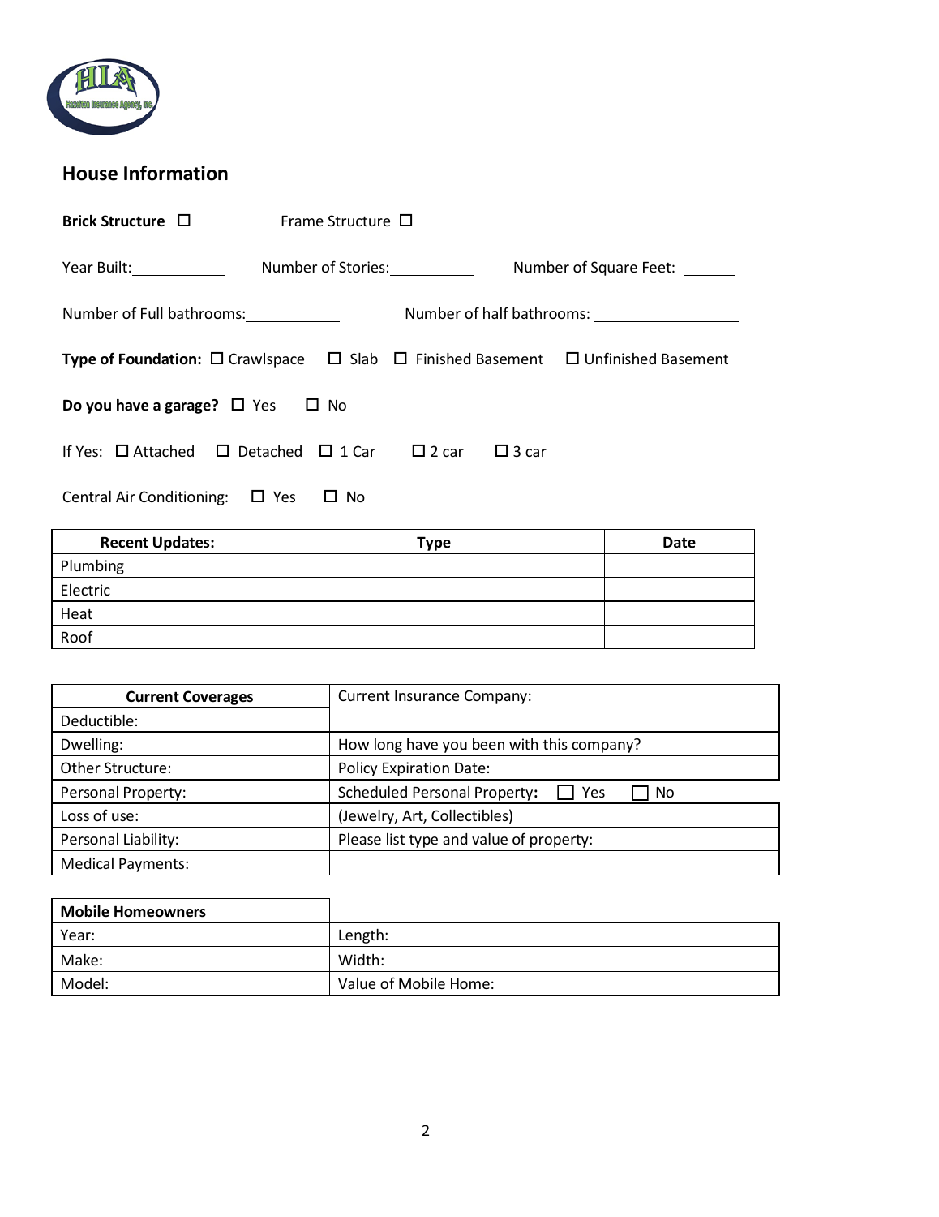## House Information

**Brick Structure** ☐ Frame Structure ☐

Year Built:__________ Number of Stories:__________ Number of Square Feet: ______

Number of Full bathrooms:__________ Number of half bathrooms: ______________

**Type of Foundation:** ☐ Crawlspace ☐ Slab ☐ Finished Basement ☐ Unfinished Basement

**Do you have a garage?** ☐ Yes ☐ No

If Yes: ☐ Attached ☐ Detached ☐ 1 Car ☐ 2 car ☐ 3 car

Central Air Conditioning: ☐ Yes ☐ No

| Recent Updates: | Type | Date |
|---|---|---|
| Plumbing | | |
| Electric | | |
| Heat | | |
| Roof | | |

| Current Coverages | Current Insurance Company: |
|---|---|
| Deductible: | |
| Dwelling: | How long have you been with this company? |
| Other Structure: | Policy Expiration Date: |
| Personal Property: | Scheduled Personal Property: ☐ Yes ☐ No |
| Loss of use: | (Jewelry, Art, Collectibles) |
| Personal Liability: | Please list type and value of property: |
| Medical Payments: | |

| Mobile Homeowners | |
|---|---|
| Year: | Length: |
| Make: | Width: |
| Model: | Value of Mobile Home: |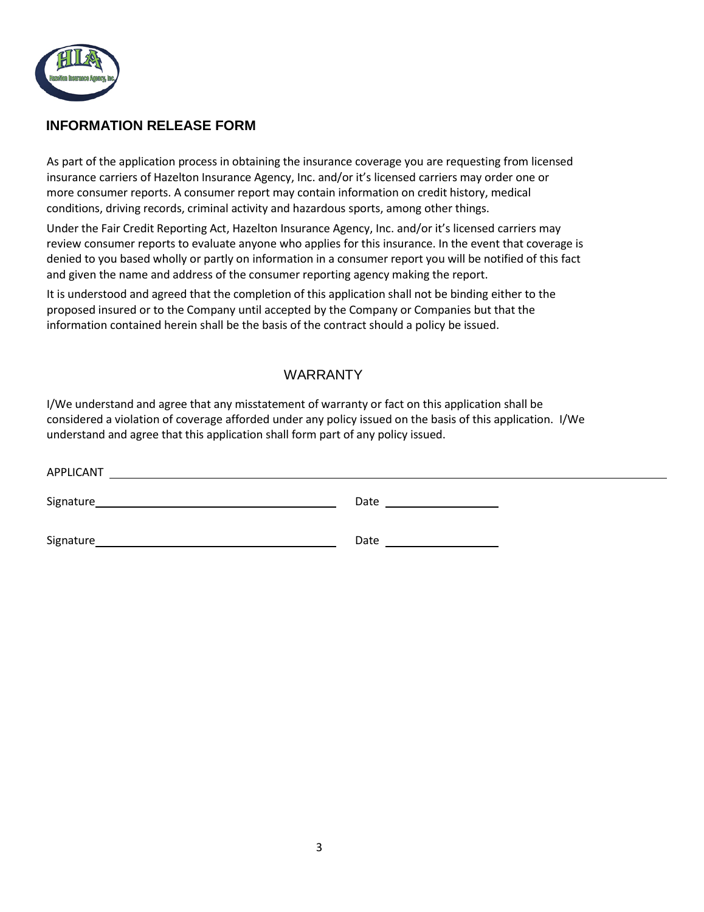## INFORMATION RELEASE FORM

As part of the application process in obtaining the insurance coverage you are requesting from licensed insurance carriers of Hazelton Insurance Agency, Inc. and/or it's licensed carriers may order one or more consumer reports. A consumer report may contain information on credit history, medical conditions, driving records, criminal activity and hazardous sports, among other things.

Under the Fair Credit Reporting Act, Hazelton Insurance Agency, Inc. and/or it's licensed carriers may review consumer reports to evaluate anyone who applies for this insurance. In the event that coverage is denied to you based wholly or partly on information in a consumer report you will be notified of this fact and given the name and address of the consumer reporting agency making the report.

It is understood and agreed that the completion of this application shall not be binding either to the proposed insured or to the Company until accepted by the Company or Companies but that the information contained herein shall be the basis of the contract should a policy be issued.

## WARRANTY

I/We understand and agree that any misstatement of warranty or fact on this application shall be considered a violation of coverage afforded under any policy issued on the basis of this application. I/We understand and agree that this application shall form part of any policy issued.

APPLICANT ______________________________________________

Signature ______________________________ Date ______________

Signature ______________________________ Date ______________